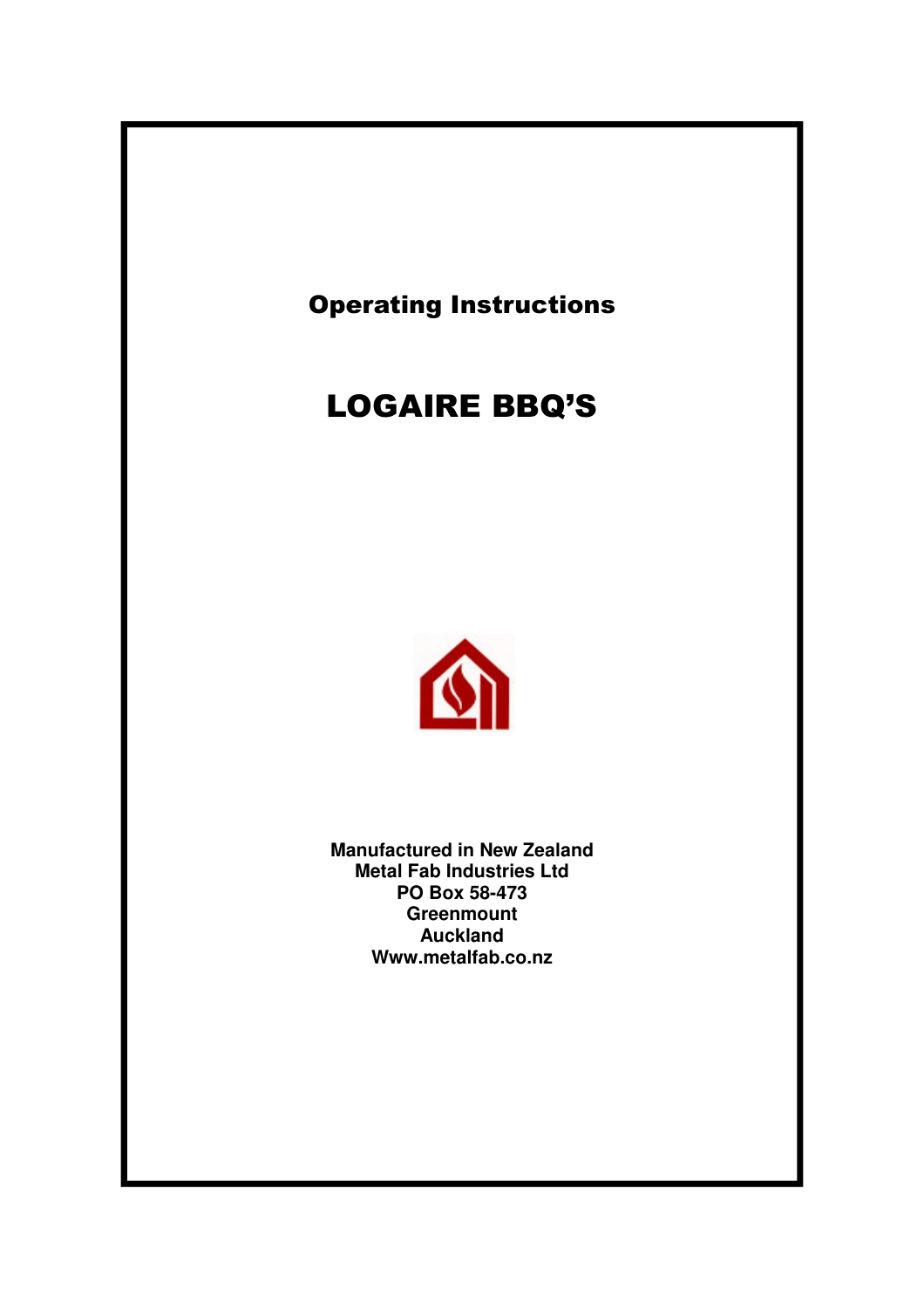## Operating Instructions

# LOGAIRE BBQ'S

**Manufactured in New Zealand**
**Metal Fab Industries Ltd**
**PO Box 58-473**
**Greenmount**
**Auckland**
**Www.metalfab.co.nz**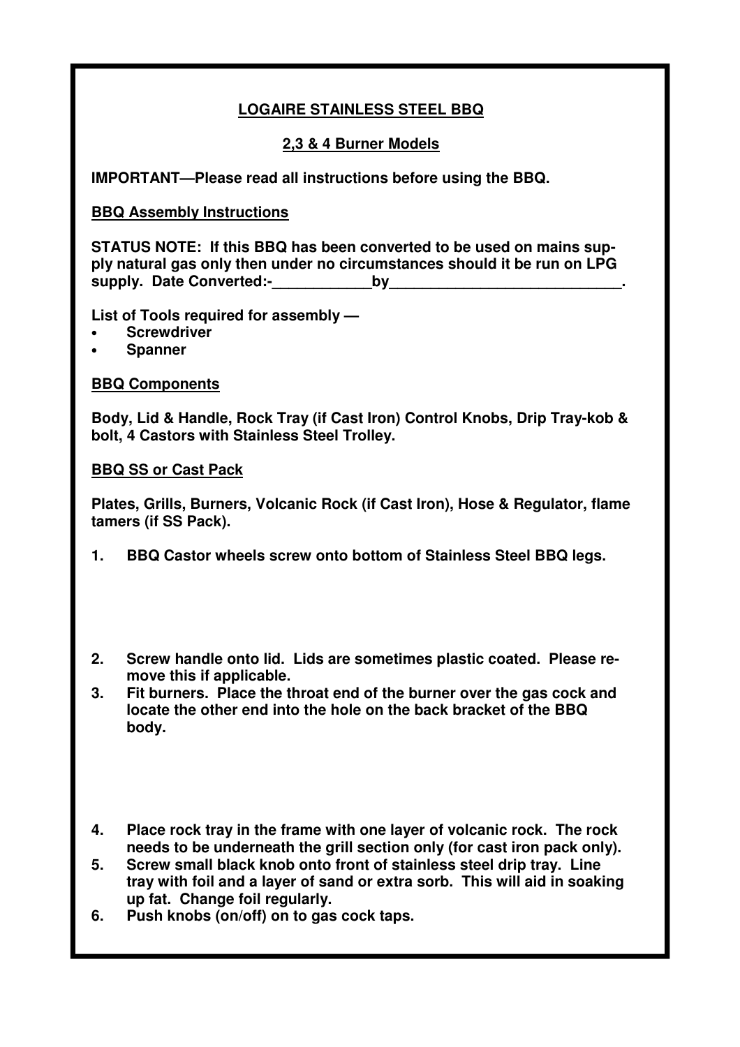## LOGAIRE STAINLESS STEEL BBQ

### 2,3 & 4 Burner Models

**IMPORTANT—Please read all instructions before using the BBQ.**

**BBQ Assembly Instructions**

**STATUS NOTE: If this BBQ has been converted to be used on mains supply natural gas only then under no circumstances should it be run on LPG supply. Date Converted:-____________by____________________________.**

**List of Tools required for assembly —**

- **Screwdriver**
- **Spanner**

**BBQ Components**

**Body, Lid & Handle, Rock Tray (if Cast Iron) Control Knobs, Drip Tray-kob & bolt, 4 Castors with Stainless Steel Trolley.**

**BBQ SS or Cast Pack**

**Plates, Grills, Burners, Volcanic Rock (if Cast Iron), Hose & Regulator, flame tamers (if SS Pack).**

1. **BBQ Castor wheels screw onto bottom of Stainless Steel BBQ legs.**
2. **Screw handle onto lid. Lids are sometimes plastic coated. Please remove this if applicable.**
3. **Fit burners. Place the throat end of the burner over the gas cock and locate the other end into the hole on the back bracket of the BBQ body.**
4. **Place rock tray in the frame with one layer of volcanic rock. The rock needs to be underneath the grill section only (for cast iron pack only).**
5. **Screw small black knob onto front of stainless steel drip tray. Line tray with foil and a layer of sand or extra sorb. This will aid in soaking up fat. Change foil regularly.**
6. **Push knobs (on/off) on to gas cock taps.**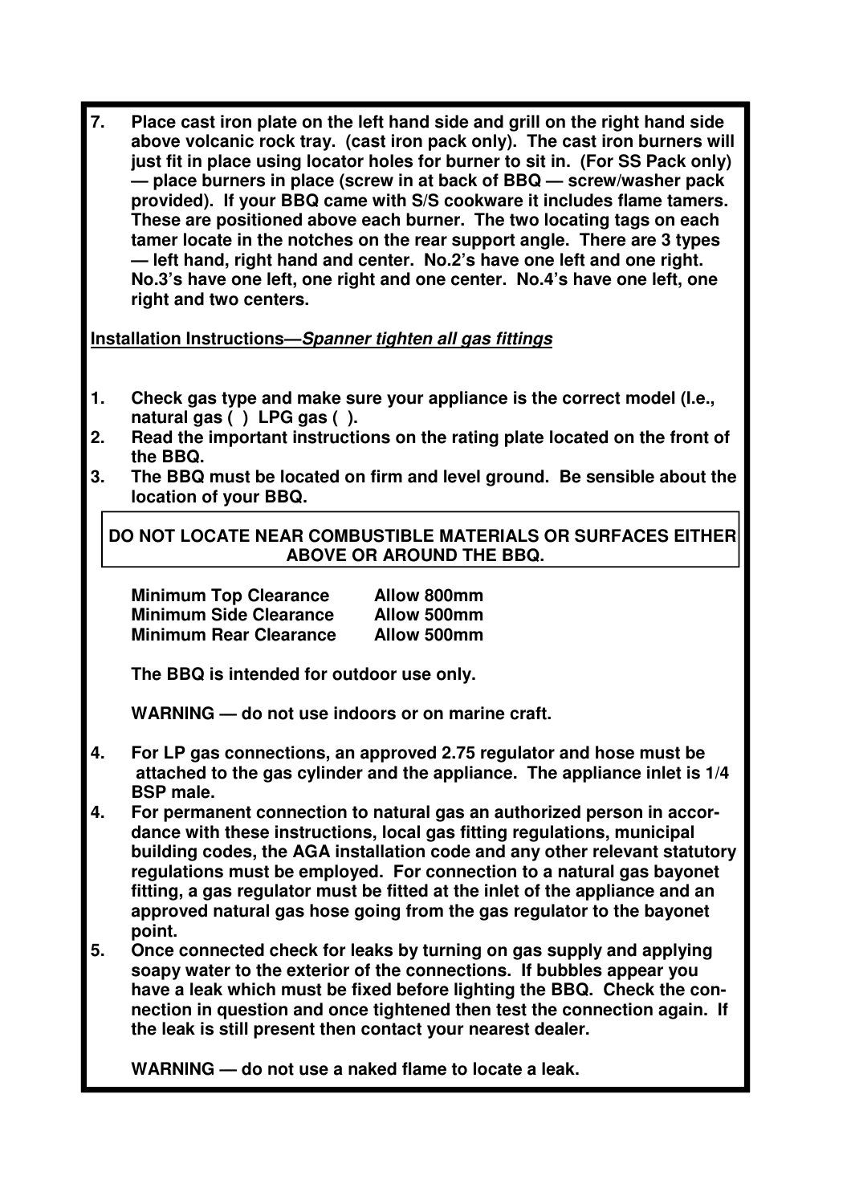**7. Place cast iron plate on the left hand side and grill on the right hand side above volcanic rock tray. (cast iron pack only). The cast iron burners will just fit in place using locator holes for burner to sit in. (For SS Pack only) — place burners in place (screw in at back of BBQ — screw/washer pack provided). If your BBQ came with S/S cookware it includes flame tamers. These are positioned above each burner. The two locating tags on each tamer locate in the notches on the rear support angle. There are 3 types — left hand, right hand and center. No.2's have one left and one right. No.3's have one left, one right and one center. No.4's have one left, one right and two centers.**

**<u>Installation Instructions—*Spanner tighten all gas fittings*</u>**

1. **Check gas type and make sure your appliance is the correct model (I.e., natural gas ( ) LPG gas ( ).**
2. **Read the important instructions on the rating plate located on the front of the BBQ.**
3. **The BBQ must be located on firm and level ground. Be sensible about the location of your BBQ.**

**DO NOT LOCATE NEAR COMBUSTIBLE MATERIALS OR SURFACES EITHER ABOVE OR AROUND THE BBQ.**

| | |
|---|---|
| **Minimum Top Clearance** | **Allow 800mm** |
| **Minimum Side Clearance** | **Allow 500mm** |
| **Minimum Rear Clearance** | **Allow 500mm** |

**The BBQ is intended for outdoor use only.**

**WARNING — do not use indoors or on marine craft.**

4. **For LP gas connections, an approved 2.75 regulator and hose must be attached to the gas cylinder and the appliance. The appliance inlet is 1/4 BSP male.**
4. **For permanent connection to natural gas an authorized person in accordance with these instructions, local gas fitting regulations, municipal building codes, the AGA installation code and any other relevant statutory regulations must be employed. For connection to a natural gas bayonet fitting, a gas regulator must be fitted at the inlet of the appliance and an approved natural gas hose going from the gas regulator to the bayonet point.**
5. **Once connected check for leaks by turning on gas supply and applying soapy water to the exterior of the connections. If bubbles appear you have a leak which must be fixed before lighting the BBQ. Check the connection in question and once tightened then test the connection again. If the leak is still present then contact your nearest dealer.**

**WARNING — do not use a naked flame to locate a leak.**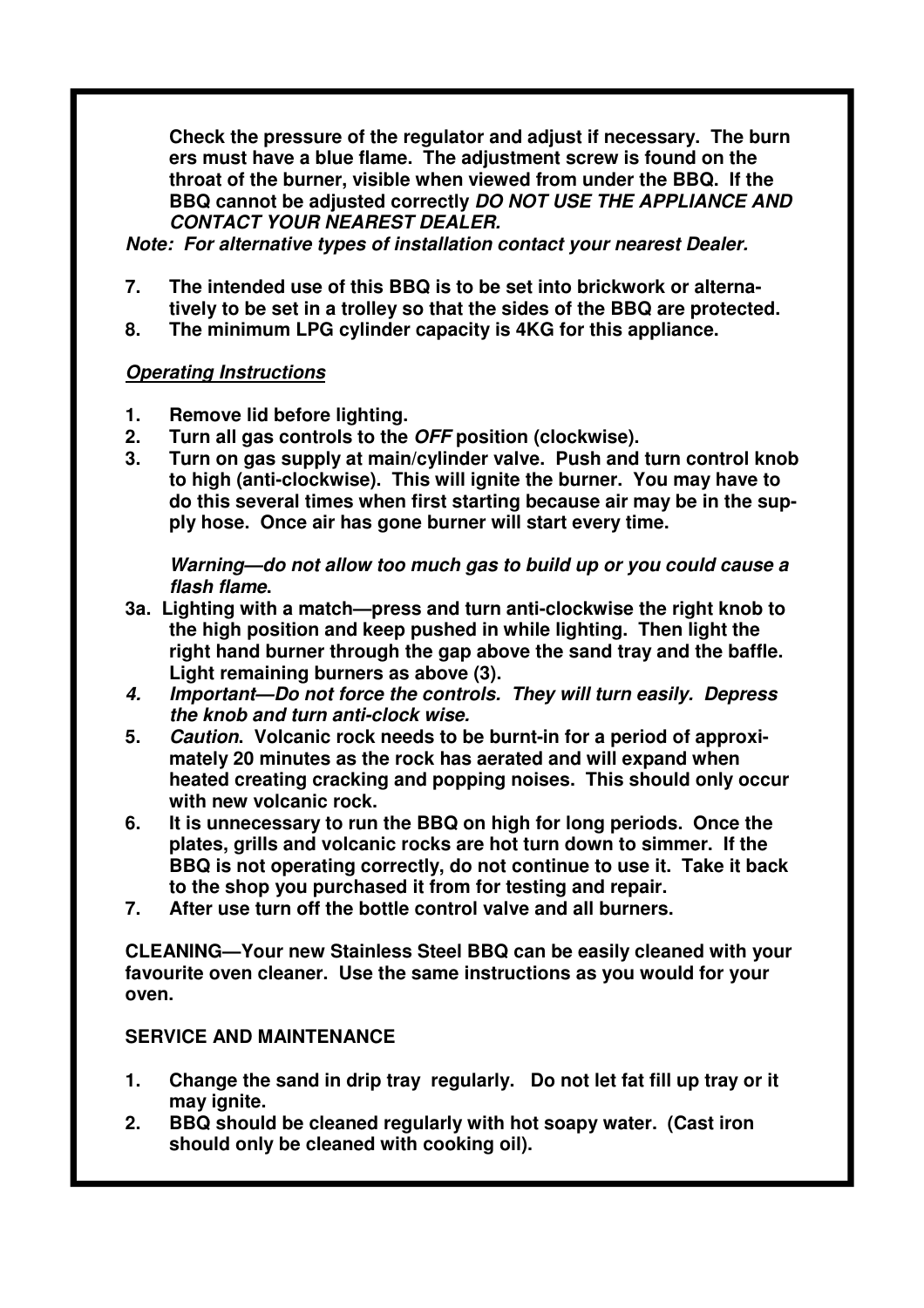**Check the pressure of the regulator and adjust if necessary. The burners must have a blue flame. The adjustment screw is found on the throat of the burner, visible when viewed from under the BBQ. If the BBQ cannot be adjusted correctly *DO NOT USE THE APPLIANCE AND CONTACT YOUR NEAREST DEALER.***

***Note: For alternative types of installation contact your nearest Dealer.***

7. **The intended use of this BBQ is to be set into brickwork or alternatively to be set in a trolley so that the sides of the BBQ are protected.**
8. **The minimum LPG cylinder capacity is 4KG for this appliance.**

***Operating Instructions***

1. **Remove lid before lighting.**
2. **Turn all gas controls to the *OFF* position (clockwise).**
3. **Turn on gas supply at main/cylinder valve. Push and turn control knob to high (anti-clockwise). This will ignite the burner. You may have to do this several times when first starting because air may be in the supply hose. Once air has gone burner will start every time.**

   ***Warning—do not allow too much gas to build up or you could cause a flash flame*.**

3a. **Lighting with a match—press and turn anti-clockwise the right knob to the high position and keep pushed in while lighting. Then light the right hand burner through the gap above the sand tray and the baffle. Light remaining burners as above (3).**

4. ***Important—Do not force the controls. They will turn easily. Depress the knob and turn anti-clock wise.***
5. ***Caution*. Volcanic rock needs to be burnt-in for a period of approximately 20 minutes as the rock has aerated and will expand when heated creating cracking and popping noises. This should only occur with new volcanic rock.**
6. **It is unnecessary to run the BBQ on high for long periods. Once the plates, grills and volcanic rocks are hot turn down to simmer. If the BBQ is not operating correctly, do not continue to use it. Take it back to the shop you purchased it from for testing and repair.**
7. **After use turn off the bottle control valve and all burners.**

**CLEANING—Your new Stainless Steel BBQ can be easily cleaned with your favourite oven cleaner. Use the same instructions as you would for your oven.**

**SERVICE AND MAINTENANCE**

1. **Change the sand in drip tray regularly. Do not let fat fill up tray or it may ignite.**
2. **BBQ should be cleaned regularly with hot soapy water. (Cast iron should only be cleaned with cooking oil).**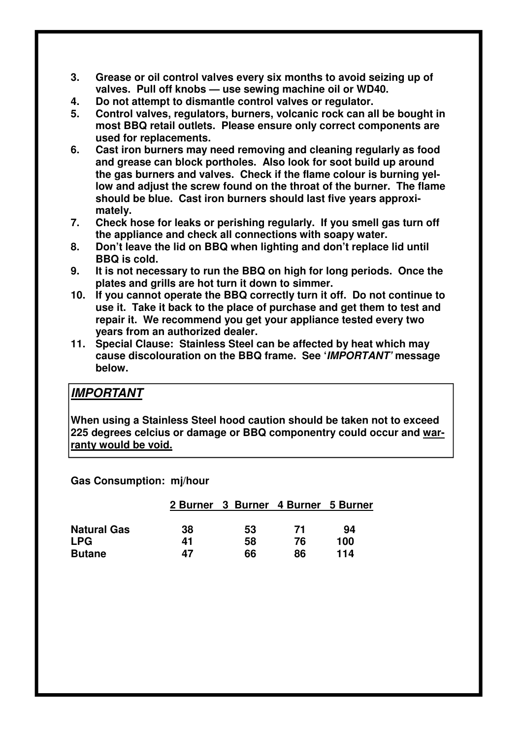3. **Grease or oil control valves every six months to avoid seizing up of valves. Pull off knobs — use sewing machine oil or WD40.**
4. **Do not attempt to dismantle control valves or regulator.**
5. **Control valves, regulators, burners, volcanic rock can all be bought in most BBQ retail outlets. Please ensure only correct components are used for replacements.**
6. **Cast iron burners may need removing and cleaning regularly as food and grease can block portholes. Also look for soot build up around the gas burners and valves. Check if the flame colour is burning yellow and adjust the screw found on the throat of the burner. The flame should be blue. Cast iron burners should last five years approximately.**
7. **Check hose for leaks or perishing regularly. If you smell gas turn off the appliance and check all connections with soapy water.**
8. **Don't leave the lid on BBQ when lighting and don't replace lid until BBQ is cold.**
9. **It is not necessary to run the BBQ on high for long periods. Once the plates and grills are hot turn it down to simmer.**
10. **If you cannot operate the BBQ correctly turn it off. Do not continue to use it. Take it back to the place of purchase and get them to test and repair it. We recommend you get your appliance tested every two years from an authorized dealer.**
11. **Special Clause: Stainless Steel can be affected by heat which may cause discolouration on the BBQ frame. See '*IMPORTANT'* message below.**

## ***IMPORTANT***

**When using a Stainless Steel hood caution should be taken not to exceed 225 degrees celcius or damage or BBQ componentry could occur and warranty would be void.**

**Gas Consumption: mj/hour**

| | 2 Burner | 3 Burner | 4 Burner | 5 Burner |
|---|---|---|---|---|
| **Natural Gas** | 38 | 53 | 71 | 94 |
| **LPG** | 41 | 58 | 76 | 100 |
| **Butane** | 47 | 66 | 86 | 114 |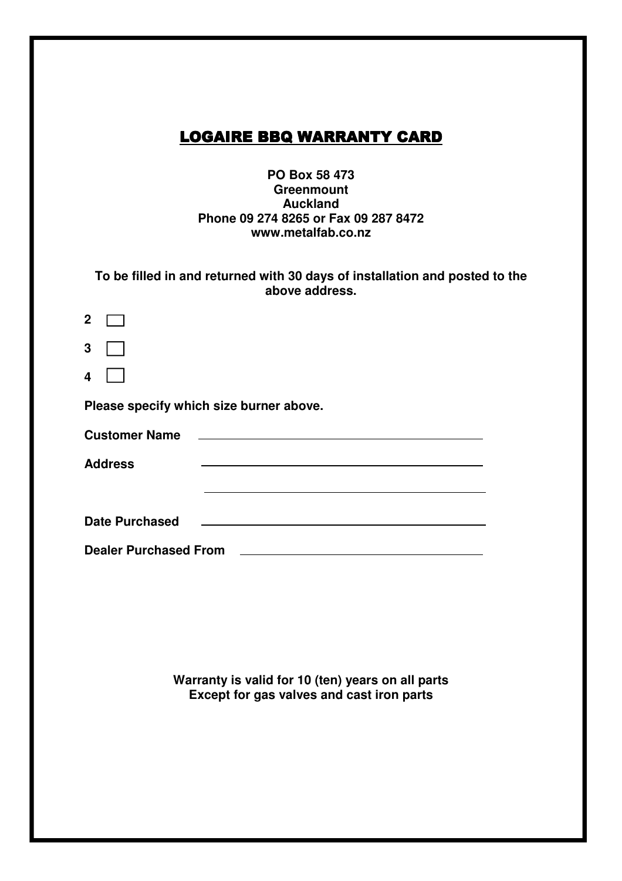# LOGAIRE BBQ WARRANTY CARD

**PO Box 58 473**
**Greenmount**
**Auckland**
**Phone 09 274 8265 or Fax 09 287 8472**
**www.metalfab.co.nz**

**To be filled in and returned with 30 days of installation and posted to the above address.**

**2** ☐

**3** ☐

**4** ☐

**Please specify which size burner above.**

**Customer Name** ____________________________________

**Address** ____________________________________

____________________________________

**Date Purchased** ____________________________________

**Dealer Purchased From** ______________________________

**Warranty is valid for 10 (ten) years on all parts**
**Except for gas valves and cast iron parts**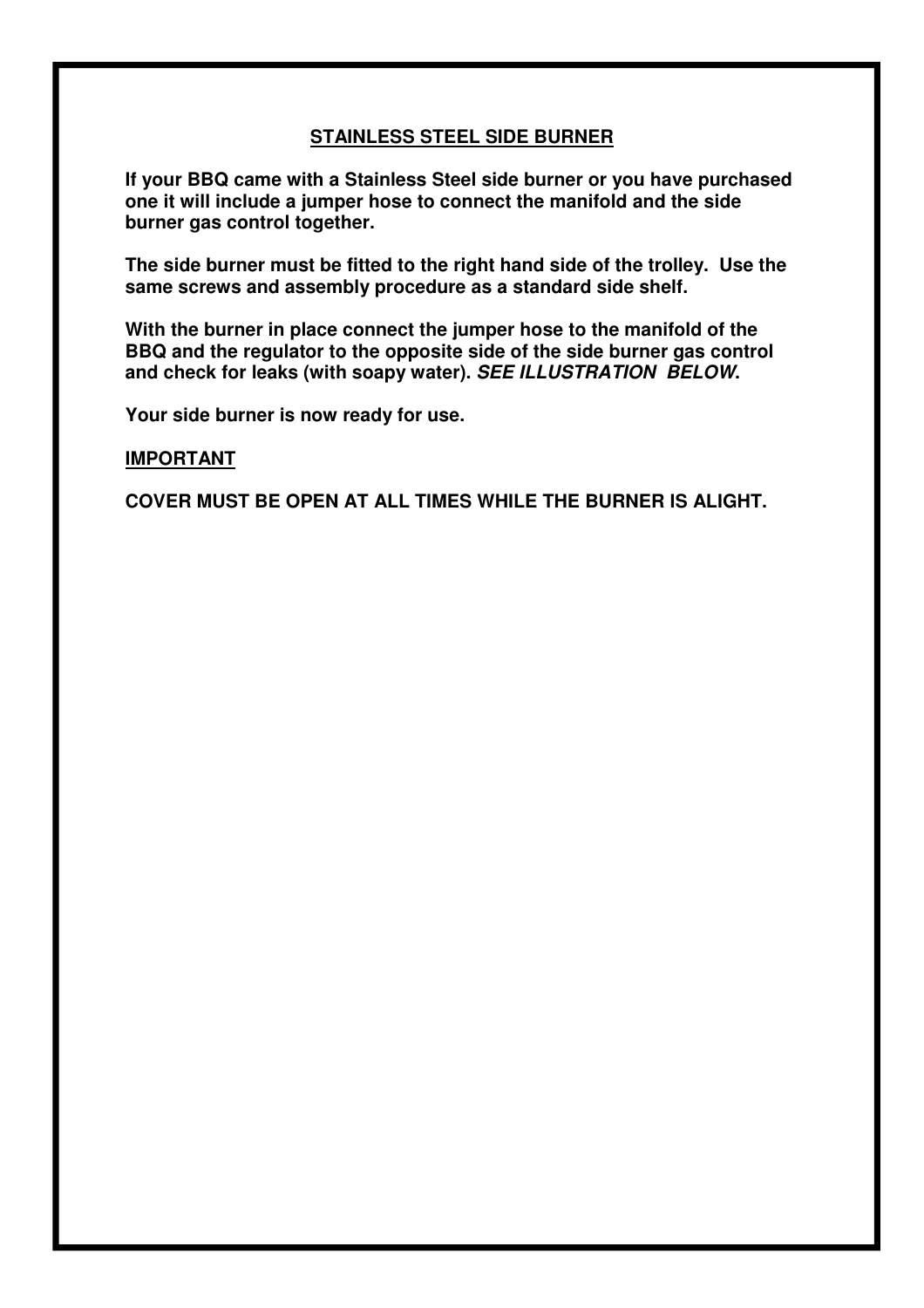## STAINLESS STEEL SIDE BURNER

**If your BBQ came with a Stainless Steel side burner or you have purchased one it will include a jumper hose to connect the manifold and the side burner gas control together.**

**The side burner must be fitted to the right hand side of the trolley. Use the same screws and assembly procedure as a standard side shelf.**

**With the burner in place connect the jumper hose to the manifold of the BBQ and the regulator to the opposite side of the side burner gas control and check for leaks (with soapy water). *SEE ILLUSTRATION BELOW.***

**Your side burner is now ready for use.**

**IMPORTANT**

**COVER MUST BE OPEN AT ALL TIMES WHILE THE BURNER IS ALIGHT.**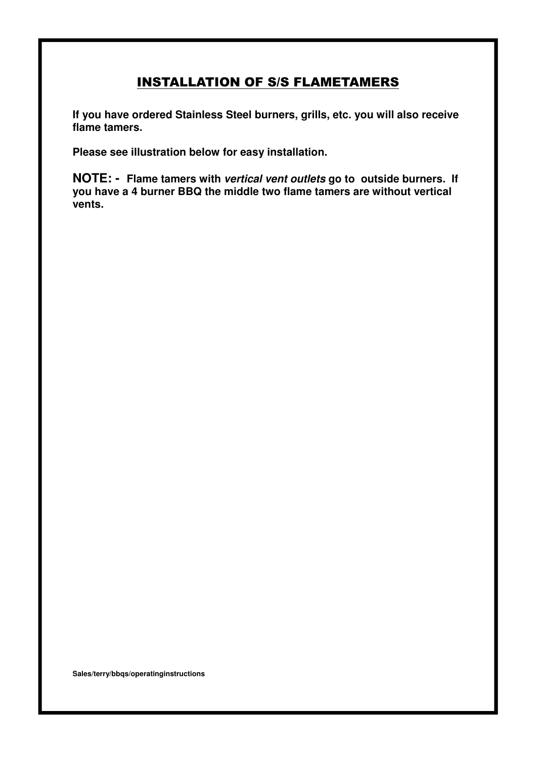## INSTALLATION OF S/S FLAMETAMERS

**If you have ordered Stainless Steel burners, grills, etc. you will also receive flame tamers.**

**Please see illustration below for easy installation.**

**NOTE: - Flame tamers with *vertical vent outlets* go to outside burners. If you have a 4 burner BBQ the middle two flame tamers are without vertical vents.**

**Sales/terry/bbqs/operatinginstructions**